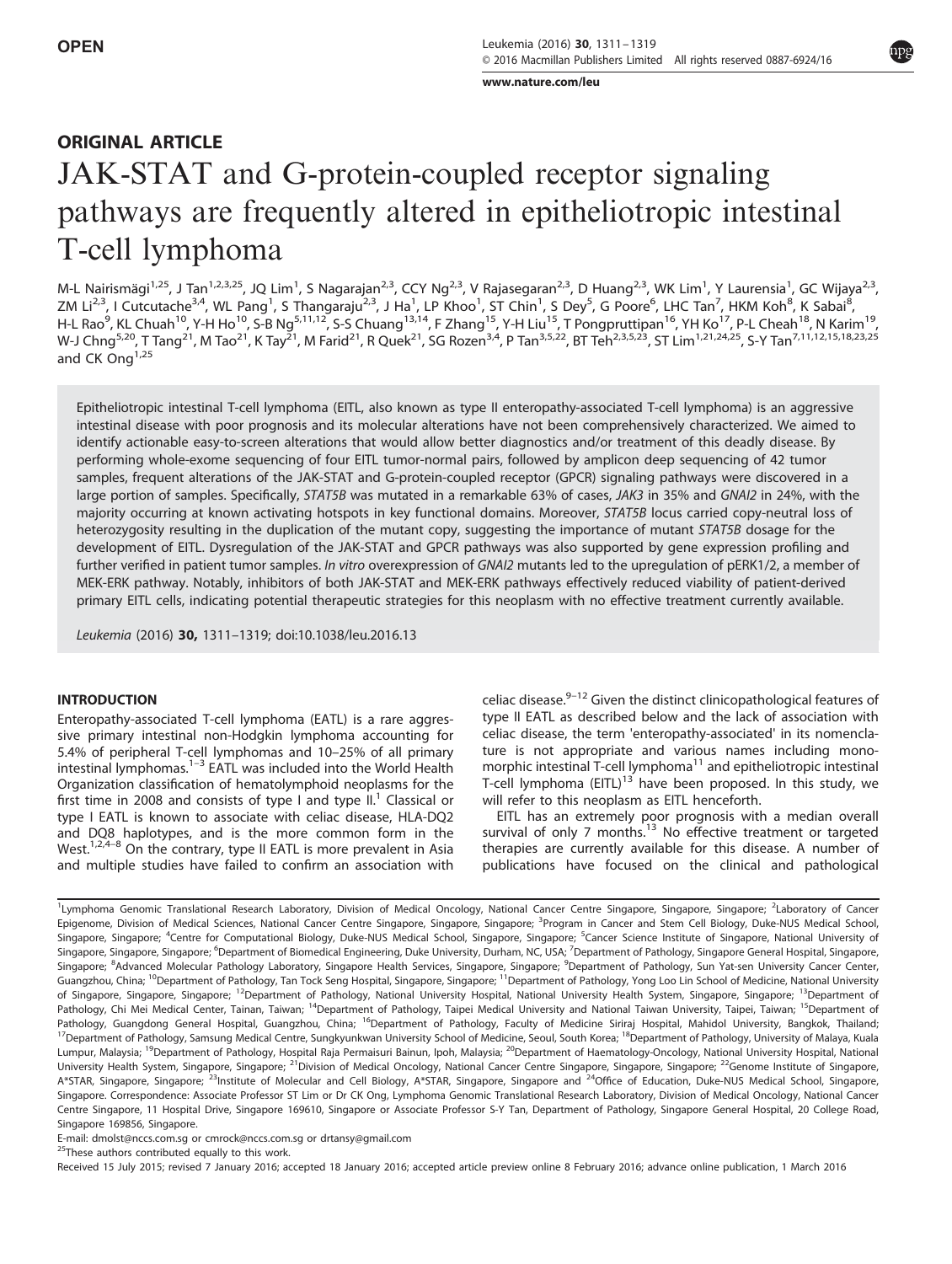OPEN

## ORIGINAL ARTICLE

# JAK-STAT and G-protein-coupled receptor signaling pathways are frequently altered in epitheliotropic intestinal T-cell lymphoma

M-L Nairismägi[1,25], J Tan[1,2,3,25], JQ Lim[1], S Nagarajan[2,3], CCY Ng[2,3], V Rajasegaran[2,3], D Huang[2,3], WK Lim[1], Y Laurensia[1], GC Wijaya[2,3], ZM Li[2,3], I Cutcutache[3,4], WL Pang[1], S Thangaraju[2,3], J Ha[1], LP Khoo[1], ST Chin[1], S Dey[5], G Poore[6], LHC Tan[7], HKM Koh[8], K Sabai[8], H-L Rao[9], KL Chuah[10], Y-H Ho[10], S-B Ng[5,11,12], S-S Chuang[13,14], F Zhang[15], Y-H Liu[15], T Pongpruttipan[16], YH Ko[17], P-L Cheah[18], N Karim[19], W-J Chng[5,20], T Tang[21], M Tao[21], K Tay[21], M Farid[21], R Quek[21], SG Rozen[3,4], P Tan[3,5,22], BT Teh[2,3,5,23], ST Lim[1,21,24,25], S-Y Tan[7,11,12,15,18,23,25] and CK Ong[1,25]

Epitheliotropic intestinal T-cell lymphoma (EITL, also known as type II enteropathy-associated T-cell lymphoma) is an aggressive intestinal disease with poor prognosis and its molecular alterations have not been comprehensively characterized. We aimed to identify actionable easy-to-screen alterations that would allow better diagnostics and/or treatment of this deadly disease. By performing whole-exome sequencing of four EITL tumor-normal pairs, followed by amplicon deep sequencing of 42 tumor samples, frequent alterations of the JAK-STAT and G-protein-coupled receptor (GPCR) signaling pathways were discovered in a large portion of samples. Specifically, *STAT5B* was mutated in a remarkable 63% of cases, *JAK3* in 35% and *GNAI2* in 24%, with the majority occurring at known activating hotspots in key functional domains. Moreover, *STAT5B* locus carried copy-neutral loss of heterozygosity resulting in the duplication of the mutant copy, suggesting the importance of mutant *STAT5B* dosage for the development of EITL. Dysregulation of the JAK-STAT and GPCR pathways was also supported by gene expression profiling and further verified in patient tumor samples. *In vitro* overexpression of *GNAI2* mutants led to the upregulation of pERK1/2, a member of MEK-ERK pathway. Notably, inhibitors of both JAK-STAT and MEK-ERK pathways effectively reduced viability of patient-derived primary EITL cells, indicating potential therapeutic strategies for this neoplasm with no effective treatment currently available.

*Leukemia* (2016) **30**, 1311–1319; doi:10.1038/leu.2016.13

## INTRODUCTION

Enteropathy-associated T-cell lymphoma (EATL) is a rare aggressive primary intestinal non-Hodgkin lymphoma accounting for 5.4% of peripheral T-cell lymphomas and 10–25% of all primary intestinal lymphomas.[1–3] EATL was included into the World Health Organization classification of hematolymphoid neoplasms for the first time in 2008 and consists of type I and type II.[1] Classical or type I EATL is known to associate with celiac disease, HLA-DQ2 and DQ8 haplotypes, and is the more common form in the West.[1,2,4–8] On the contrary, type II EATL is more prevalent in Asia and multiple studies have failed to confirm an association with celiac disease.[9–12] Given the distinct clinicopathological features of type II EATL as described below and the lack of association with celiac disease, the term 'enteropathy-associated' in its nomenclature is not appropriate and various names including monomorphic intestinal T-cell lymphoma[11] and epitheliotropic intestinal T-cell lymphoma (EITL)[13] have been proposed. In this study, we will refer to this neoplasm as EITL henceforth.

EITL has an extremely poor prognosis with a median overall survival of only 7 months.[13] No effective treatment or targeted therapies are currently available for this disease. A number of publications have focused on the clinical and pathological

---

[1]Lymphoma Genomic Translational Research Laboratory, Division of Medical Oncology, National Cancer Centre Singapore, Singapore, Singapore; [2]Laboratory of Cancer Epigenome, Division of Medical Sciences, National Cancer Centre Singapore, Singapore, Singapore; [3]Program in Cancer and Stem Cell Biology, Duke-NUS Medical School, Singapore, Singapore; [4]Centre for Computational Biology, Duke-NUS Medical School, Singapore, Singapore; [5]Cancer Science Institute of Singapore, National University of Singapore, Singapore, Singapore; [6]Department of Biomedical Engineering, Duke University, Durham, NC, USA; [7]Department of Pathology, Singapore General Hospital, Singapore, Singapore; [8]Advanced Molecular Pathology Laboratory, Singapore Health Services, Singapore, Singapore; [9]Department of Pathology, Sun Yat-sen University Cancer Center, Guangzhou, China; [10]Department of Pathology, Tan Tock Seng Hospital, Singapore, Singapore; [11]Department of Pathology, Yong Loo Lin School of Medicine, National University of Singapore, Singapore, Singapore; [12]Department of Pathology, National University Hospital, National University Health System, Singapore, Singapore; [13]Department of Pathology, Chi Mei Medical Center, Tainan, Taiwan; [14]Department of Pathology, Taipei Medical University and National Taiwan University, Taipei, Taiwan; [15]Department of Pathology, Guangdong General Hospital, Guangzhou, China; [16]Department of Pathology, Faculty of Medicine Siriraj Hospital, Mahidol University, Bangkok, Thailand; [17]Department of Pathology, Samsung Medical Centre, Sungkyunkwan University School of Medicine, Seoul, South Korea; [18]Department of Pathology, University of Malaya, Kuala Lumpur, Malaysia; [19]Department of Pathology, Hospital Raja Permaisuri Bainun, Ipoh, Malaysia; [20]Department of Haematology-Oncology, National University Hospital, National University Health System, Singapore, Singapore; [21]Division of Medical Oncology, National Cancer Centre Singapore, Singapore, Singapore; [22]Genome Institute of Singapore, A*STAR, Singapore, Singapore; [23]Institute of Molecular and Cell Biology, A*STAR, Singapore, Singapore and [24]Office of Education, Duke-NUS Medical School, Singapore, Singapore. Correspondence: Associate Professor ST Lim or Dr CK Ong, Lymphoma Genomic Translational Research Laboratory, Division of Medical Oncology, National Cancer Centre Singapore, 11 Hospital Drive, Singapore 169610, Singapore or Associate Professor S-Y Tan, Department of Pathology, Singapore General Hospital, 20 College Road, Singapore 169856, Singapore.

E-mail: dmolst@nccs.com.sg or cmrock@nccs.com.sg or drtansy@gmail.com

[25]These authors contributed equally to this work.

Received 15 July 2015; revised 7 January 2016; accepted 18 January 2016; accepted article preview online 8 February 2016; advance online publication, 1 March 2016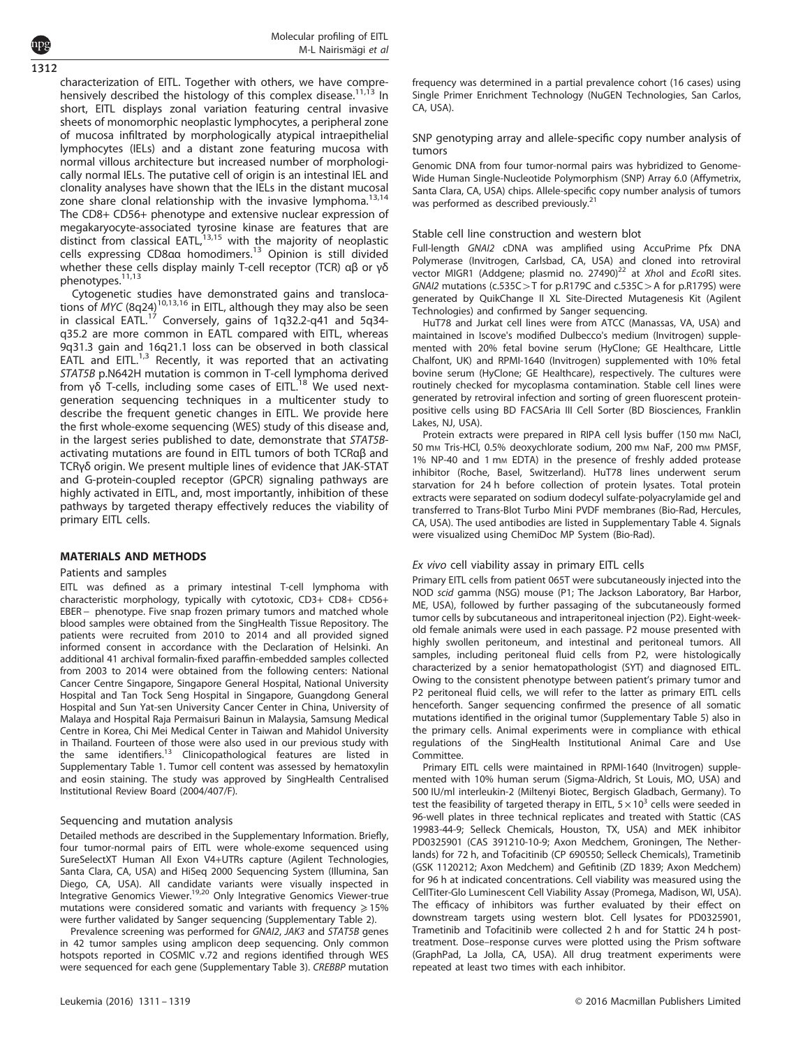characterization of EITL. Together with others, we have comprehensively described the histology of this complex disease.[11,13] In short, EITL displays zonal variation featuring central invasive sheets of monomorphic neoplastic lymphocytes, a peripheral zone of mucosa infiltrated by morphologically atypical intraepithelial lymphocytes (IELs) and a distant zone featuring mucosa with normal villous architecture but increased number of morphologically normal IELs. The putative cell of origin is an intestinal IEL and clonality analyses have shown that the IELs in the distant mucosal zone share clonal relationship with the invasive lymphoma.[13,14] The CD8+ CD56+ phenotype and extensive nuclear expression of megakaryocyte-associated tyrosine kinase are features that are distinct from classical EATL,[13,15] with the majority of neoplastic cells expressing CD8αα homodimers.[13] Opinion is still divided whether these cells display mainly T-cell receptor (TCR) αβ or γδ phenotypes.[11,13]

Cytogenetic studies have demonstrated gains and translocations of *MYC* (8q24)[10,13,16] in EITL, although they may also be seen in classical EATL.[17] Conversely, gains of 1q32.2-q41 and 5q34-q35.2 are more common in EATL compared with EITL, whereas 9q31.3 gain and 16q21.1 loss can be observed in both classical EATL and EITL.[1,3] Recently, it was reported that an activating *STAT5B* p.N642H mutation is common in T-cell lymphoma derived from γδ T-cells, including some cases of EITL.[18] We used next-generation sequencing techniques in a multicenter study to describe the frequent genetic changes in EITL. We provide here the first whole-exome sequencing (WES) study of this disease and, in the largest series published to date, demonstrate that *STAT5B*-activating mutations are found in EITL tumors of both TCRαβ and TCRγδ origin. We present multiple lines of evidence that JAK-STAT and G-protein-coupled receptor (GPCR) signaling pathways are highly activated in EITL, and, most importantly, inhibition of these pathways by targeted therapy effectively reduces the viability of primary EITL cells.

## MATERIALS AND METHODS

### Patients and samples

EITL was defined as a primary intestinal T-cell lymphoma with characteristic morphology, typically with cytotoxic, CD3+ CD8+ CD56+ EBER− phenotype. Five snap frozen primary tumors and matched whole blood samples were obtained from the SingHealth Tissue Repository. The patients were recruited from 2010 to 2014 and all provided signed informed consent in accordance with the Declaration of Helsinki. An additional 41 archival formalin-fixed paraffin-embedded samples collected from 2003 to 2014 were obtained from the following centers: National Cancer Centre Singapore, Singapore General Hospital, National University Hospital and Tan Tock Seng Hospital in Singapore, Guangdong General Hospital and Sun Yat-sen University Cancer Center in China, University of Malaya and Hospital Raja Permaisuri Bainun in Malaysia, Samsung Medical Centre in Korea, Chi Mei Medical Center in Taiwan and Mahidol University in Thailand. Fourteen of those were also used in our previous study with the same identifiers.[13] Clinicopathological features are listed in Supplementary Table 1. Tumor cell content was assessed by hematoxylin and eosin staining. The study was approved by SingHealth Centralised Institutional Review Board (2004/407/F).

### Sequencing and mutation analysis

Detailed methods are described in the Supplementary Information. Briefly, four tumor-normal pairs of EITL were whole-exome sequenced using SureSelectXT Human All Exon V4+UTRs capture (Agilent Technologies, Santa Clara, CA, USA) and HiSeq 2000 Sequencing System (Illumina, San Diego, CA, USA). All candidate variants were visually inspected in Integrative Genomics Viewer.[19,20] Only Integrative Genomics Viewer-true mutations were considered somatic and variants with frequency ⩾15% were further validated by Sanger sequencing (Supplementary Table 2).

Prevalence screening was performed for *GNAI2*, *JAK3* and *STAT5B* genes in 42 tumor samples using amplicon deep sequencing. Only common hotspots reported in COSMIC v.72 and regions identified through WES were sequenced for each gene (Supplementary Table 3). *CREBBP* mutation frequency was determined in a partial prevalence cohort (16 cases) using Single Primer Enrichment Technology (NuGEN Technologies, San Carlos, CA, USA).

### SNP genotyping array and allele-specific copy number analysis of tumors

Genomic DNA from four tumor-normal pairs was hybridized to Genome-Wide Human Single-Nucleotide Polymorphism (SNP) Array 6.0 (Affymetrix, Santa Clara, CA, USA) chips. Allele-specific copy number analysis of tumors was performed as described previously.[21]

### Stable cell line construction and western blot

Full-length *GNAI2* cDNA was amplified using AccuPrime Pfx DNA Polymerase (Invitrogen, Carlsbad, CA, USA) and cloned into retroviral vector MIGR1 (Addgene; plasmid no. 27490)[22] at *Xho*I and *Eco*RI sites. *GNAI2* mutations (c.535C>T for p.R179C and c.535C>A for p.R179S) were generated by QuikChange II XL Site-Directed Mutagenesis Kit (Agilent Technologies) and confirmed by Sanger sequencing.

HuT78 and Jurkat cell lines were from ATCC (Manassas, VA, USA) and maintained in Iscove's modified Dulbecco's medium (Invitrogen) supplemented with 20% fetal bovine serum (HyClone; GE Healthcare, Little Chalfont, UK) and RPMI-1640 (Invitrogen) supplemented with 10% fetal bovine serum (HyClone; GE Healthcare), respectively. The cultures were routinely checked for mycoplasma contamination. Stable cell lines were generated by retroviral infection and sorting of green fluorescent protein-positive cells using BD FACSAria III Cell Sorter (BD Biosciences, Franklin Lakes, NJ, USA).

Protein extracts were prepared in RIPA cell lysis buffer (150 mM NaCl, 50 mM Tris-HCl, 0.5% deoxychlorate sodium, 200 mM NaF, 200 mM PMSF, 1% NP-40 and 1 mM EDTA) in the presence of freshly added protease inhibitor (Roche, Basel, Switzerland). HuT78 lines underwent serum starvation for 24 h before collection of protein lysates. Total protein extracts were separated on sodium dodecyl sulfate-polyacrylamide gel and transferred to Trans-Blot Turbo Mini PVDF membranes (Bio-Rad, Hercules, CA, USA). The used antibodies are listed in Supplementary Table 4. Signals were visualized using ChemiDoc MP System (Bio-Rad).

### *Ex vivo* cell viability assay in primary EITL cells

Primary EITL cells from patient 065T were subcutaneously injected into the NOD *scid* gamma (NSG) mouse (P1; The Jackson Laboratory, Bar Harbor, ME, USA), followed by further passaging of the subcutaneously formed tumor cells by subcutaneous and intraperitoneal injection (P2). Eight-week-old female animals were used in each passage. P2 mouse presented with highly swollen peritoneum, and intestinal and peritoneal tumors. All samples, including peritoneal fluid cells from P2, were histologically characterized by a senior hematopathologist (SYT) and diagnosed EITL. Owing to the consistent phenotype between patient's primary tumor and P2 peritoneal fluid cells, we will refer to the latter as primary EITL cells henceforth. Sanger sequencing confirmed the presence of all somatic mutations identified in the original tumor (Supplementary Table 5) also in the primary cells. Animal experiments were in compliance with ethical regulations of the SingHealth Institutional Animal Care and Use Committee.

Primary EITL cells were maintained in RPMI-1640 (Invitrogen) supplemented with 10% human serum (Sigma-Aldrich, St Louis, MO, USA) and 500 IU/ml interleukin-2 (Miltenyi Biotec, Bergisch Gladbach, Germany). To test the feasibility of targeted therapy in EITL, $5 \times 10^3$ cells were seeded in 96-well plates in three technical replicates and treated with Stattic (CAS 19983-44-9; Selleck Chemicals, Houston, TX, USA) and MEK inhibitor PD0325901 (CAS 391210-10-9; Axon Medchem, Groningen, The Netherlands) for 72 h, and Tofacitinib (CP 690550; Selleck Chemicals), Trametinib (GSK 1120212; Axon Medchem) and Gefitinib (ZD 1839; Axon Medchem) for 96 h at indicated concentrations. Cell viability was measured using the CellTiter-Glo Luminescent Cell Viability Assay (Promega, Madison, WI, USA). The efficacy of inhibitors was further evaluated by their effect on downstream targets using western blot. Cell lysates for PD0325901, Trametinib and Tofacitinib were collected 2 h and for Stattic 24 h post-treatment. Dose–response curves were plotted using the Prism software (GraphPad, La Jolla, CA, USA). All drug treatment experiments were repeated at least two times with each inhibitor.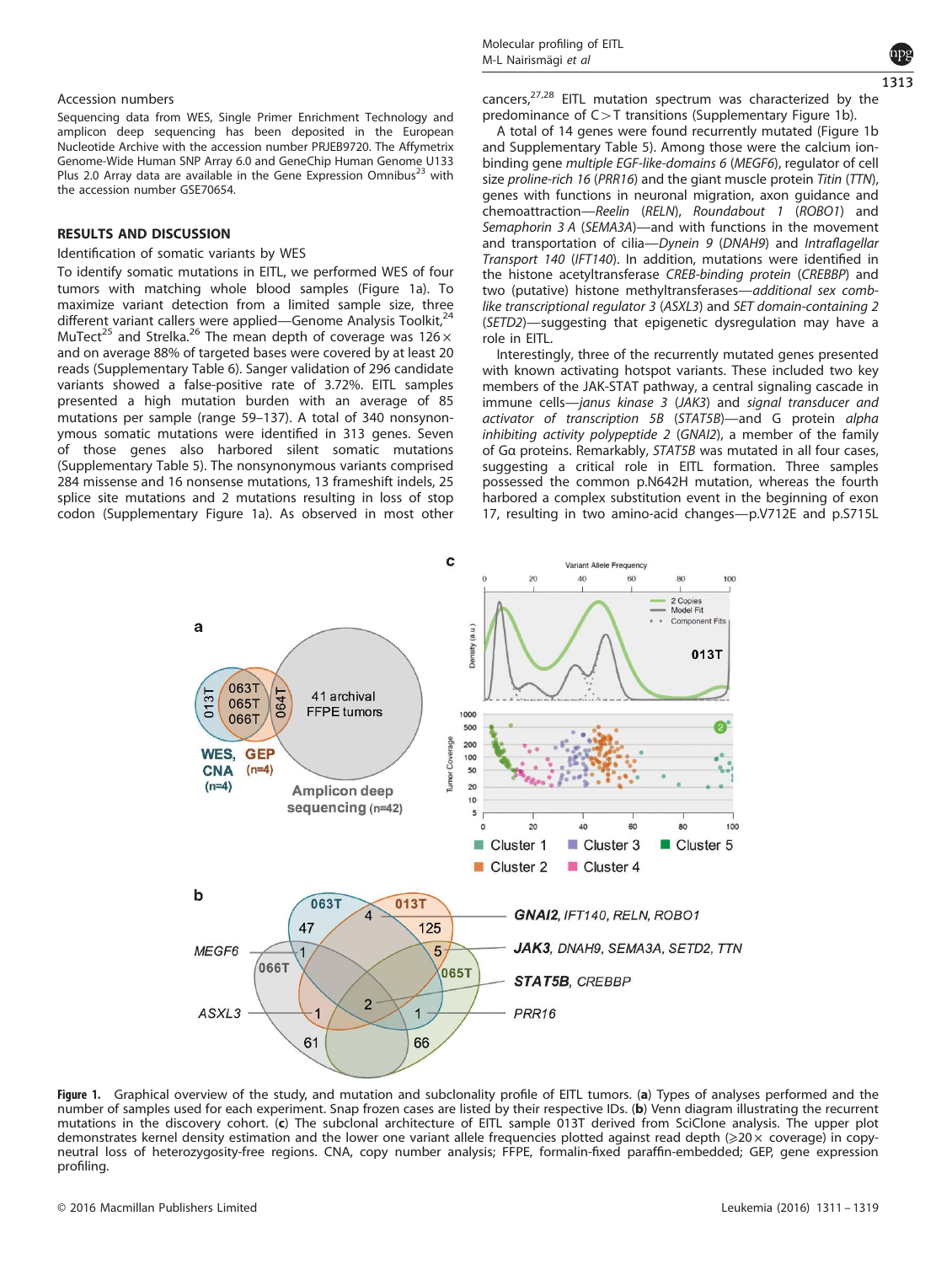## Accession numbers

Sequencing data from WES, Single Primer Enrichment Technology and amplicon deep sequencing has been deposited in the European Nucleotide Archive with the accession number PRJEB9720. The Affymetrix Genome-Wide Human SNP Array 6.0 and GeneChip Human Genome U133 Plus 2.0 Array data are available in the Gene Expression Omnibus[23] with the accession number GSE70654.

## RESULTS AND DISCUSSION

### Identification of somatic variants by WES

To identify somatic mutations in EITL, we performed WES of four tumors with matching whole blood samples (Figure 1a). To maximize variant detection from a limited sample size, three different variant callers were applied—Genome Analysis Toolkit,[24] MuTect[25] and Strelka.[26] The mean depth of coverage was 126× and on average 88% of targeted bases were covered by at least 20 reads (Supplementary Table 6). Sanger validation of 296 candidate variants showed a false-positive rate of 3.72%. EITL samples presented a high mutation burden with an average of 85 mutations per sample (range 59–137). A total of 340 nonsynonymous somatic mutations were identified in 313 genes. Seven of those genes also harbored silent somatic mutations (Supplementary Table 5). The nonsynonymous variants comprised 284 missense and 16 nonsense mutations, 13 frameshift indels, 25 splice site mutations and 2 mutations resulting in loss of stop codon (Supplementary Figure 1a). As observed in most other cancers,[27,28] EITL mutation spectrum was characterized by the predominance of C>T transitions (Supplementary Figure 1b).

A total of 14 genes were found recurrently mutated (Figure 1b and Supplementary Table 5). Among those were the calcium ion-binding gene *multiple EGF-like-domains 6* (*MEGF6*), regulator of cell size *proline-rich 16* (*PRR16*) and the giant muscle protein *Titin* (*TTN*), genes with functions in neuronal migration, axon guidance and chemoattraction—*Reelin* (*RELN*), *Roundabout 1* (*ROBO1*) and *Semaphorin 3 A* (*SEMA3A*)—and with functions in the movement and transportation of cilia—*Dynein 9* (*DNAH9*) and *Intraflagellar Transport 140* (*IFT140*). In addition, mutations were identified in the histone acetyltransferase *CREB-binding protein* (*CREBBP*) and two (putative) histone methyltransferases—*additional sex comb-like transcriptional regulator 3* (*ASXL3*) and *SET domain-containing 2* (*SETD2*)—suggesting that epigenetic dysregulation may have a role in EITL.

Interestingly, three of the recurrently mutated genes presented with known activating hotspot variants. These included two key members of the JAK-STAT pathway, a central signaling cascade in immune cells—*janus kinase 3* (*JAK3*) and *signal transducer and activator of transcription 5B* (*STAT5B*)—and G protein *alpha inhibiting activity polypeptide 2* (*GNAI2*), a member of the family of Gα proteins. Remarkably, *STAT5B* was mutated in all four cases, suggesting a critical role in EITL formation. Three samples possessed the common p.N642H mutation, whereas the fourth harbored a complex substitution event in the beginning of exon 17, resulting in two amino-acid changes—p.V712E and p.S715L

**Figure 1.** Graphical overview of the study, and mutation and subclonality profile of EITL tumors. (**a**) Types of analyses performed and the number of samples used for each experiment. Snap frozen cases are listed by their respective IDs. (**b**) Venn diagram illustrating the recurrent mutations in the discovery cohort. (**c**) The subclonal architecture of EITL sample 013T derived from SciClone analysis. The upper plot demonstrates kernel density estimation and the lower one variant allele frequencies plotted against read depth (⩾20× coverage) in copy-neutral loss of heterozygosity-free regions. CNA, copy number analysis; FFPE, formalin-fixed paraffin-embedded; GEP, gene expression profiling.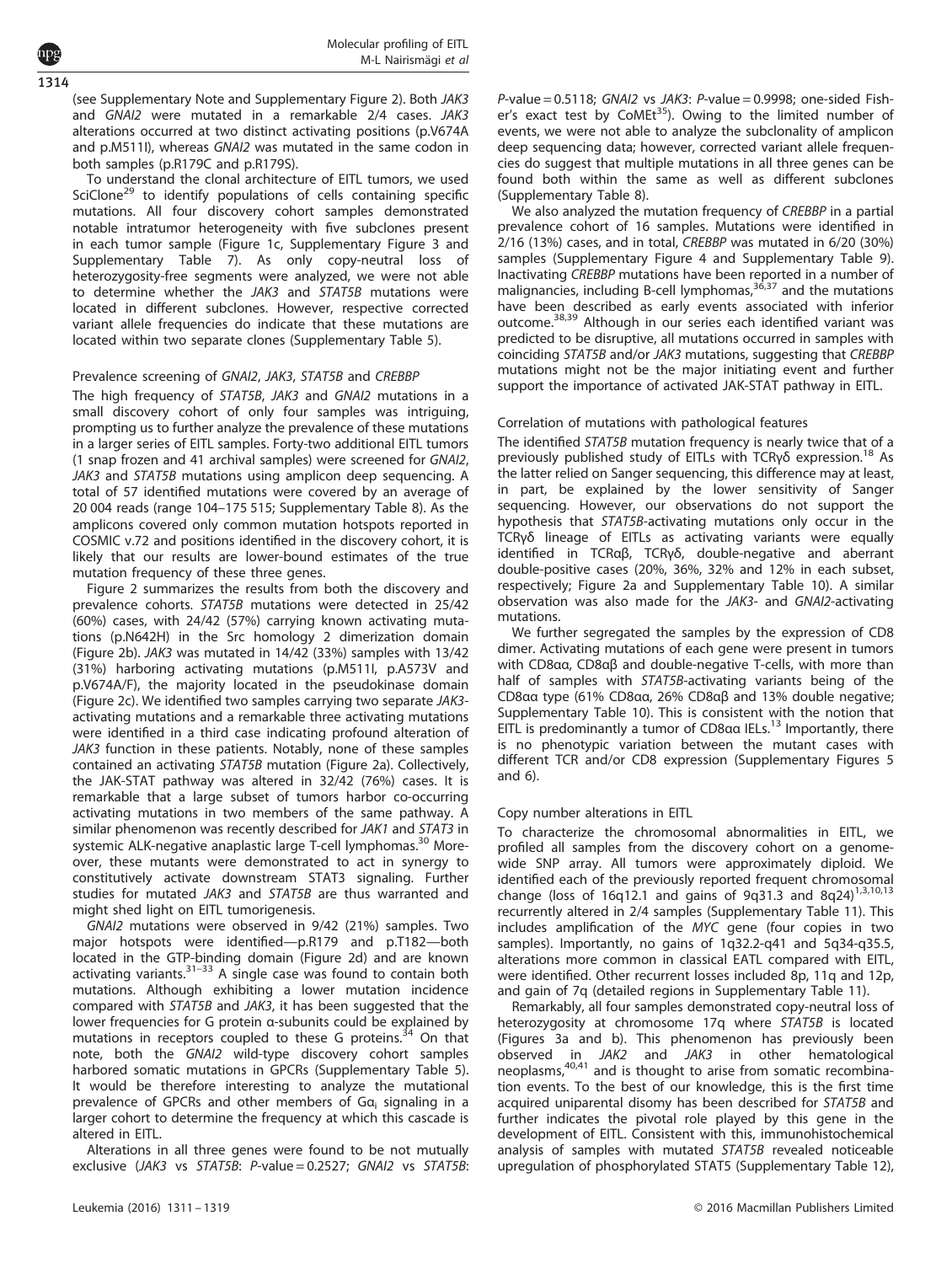(see Supplementary Note and Supplementary Figure 2). Both *JAK3* and *GNAI2* were mutated in a remarkable 2/4 cases. *JAK3* alterations occurred at two distinct activating positions (p.V674A and p.M511I), whereas *GNAI2* was mutated in the same codon in both samples (p.R179C and p.R179S).

To understand the clonal architecture of EITL tumors, we used SciClone[29] to identify populations of cells containing specific mutations. All four discovery cohort samples demonstrated notable intratumor heterogeneity with five subclones present in each tumor sample (Figure 1c, Supplementary Figure 3 and Supplementary Table 7). As only copy-neutral loss of heterozygosity-free segments were analyzed, we were not able to determine whether the *JAK3* and *STAT5B* mutations were located in different subclones. However, respective corrected variant allele frequencies do indicate that these mutations are located within two separate clones (Supplementary Table 5).

### Prevalence screening of *GNAI2*, *JAK3*, *STAT5B* and *CREBBP*

The high frequency of *STAT5B*, *JAK3* and *GNAI2* mutations in a small discovery cohort of only four samples was intriguing, prompting us to further analyze the prevalence of these mutations in a larger series of EITL samples. Forty-two additional EITL tumors (1 snap frozen and 41 archival samples) were screened for *GNAI2*, *JAK3* and *STAT5B* mutations using amplicon deep sequencing. A total of 57 identified mutations were covered by an average of 20 004 reads (range 104–175 515; Supplementary Table 8). As the amplicons covered only common mutation hotspots reported in COSMIC v.72 and positions identified in the discovery cohort, it is likely that our results are lower-bound estimates of the true mutation frequency of these three genes.

Figure 2 summarizes the results from both the discovery and prevalence cohorts. *STAT5B* mutations were detected in 25/42 (60%) cases, with 24/42 (57%) carrying known activating mutations (p.N642H) in the Src homology 2 dimerization domain (Figure 2b). *JAK3* was mutated in 14/42 (33%) samples with 13/42 (31%) harboring activating mutations (p.M511I, p.A573V and p.V674A/F), the majority located in the pseudokinase domain (Figure 2c). We identified two samples carrying two separate *JAK3*-activating mutations and a remarkable three activating mutations were identified in a third case indicating profound alteration of *JAK3* function in these patients. Notably, none of these samples contained an activating *STAT5B* mutation (Figure 2a). Collectively, the JAK-STAT pathway was altered in 32/42 (76%) cases. It is remarkable that a large subset of tumors harbor co-occurring activating mutations in two members of the same pathway. A similar phenomenon was recently described for *JAK1* and *STAT3* in systemic ALK-negative anaplastic large T-cell lymphomas.[30] Moreover, these mutants were demonstrated to act in synergy to constitutively activate downstream STAT3 signaling. Further studies for mutated *JAK3* and *STAT5B* are thus warranted and might shed light on EITL tumorigenesis.

*GNAI2* mutations were observed in 9/42 (21%) samples. Two major hotspots were identified—p.R179 and p.T182—both located in the GTP-binding domain (Figure 2d) and are known activating variants.[31–33] A single case was found to contain both mutations. Although exhibiting a lower mutation incidence compared with *STAT5B* and *JAK3*, it has been suggested that the lower frequencies for G protein α-subunits could be explained by mutations in receptors coupled to these G proteins.[34] On that note, both the *GNAI2* wild-type discovery cohort samples harbored somatic mutations in GPCRs (Supplementary Table 5). It would be therefore interesting to analyze the mutational prevalence of GPCRs and other members of $G\alpha_i$ signaling in a larger cohort to determine the frequency at which this cascade is altered in EITL.

Alterations in all three genes were found to be not mutually exclusive (*JAK3* vs *STAT5B*: *P*-value = 0.2527; *GNAI2* vs *STAT5B*: *P*-value = 0.5118; *GNAI2* vs *JAK3*: *P*-value = 0.9998; one-sided Fisher's exact test by CoMEt[35]). Owing to the limited number of events, we were not able to analyze the subclonality of amplicon deep sequencing data; however, corrected variant allele frequencies do suggest that multiple mutations in all three genes can be found both within the same as well as different subclones (Supplementary Table 8).

We also analyzed the mutation frequency of *CREBBP* in a partial prevalence cohort of 16 samples. Mutations were identified in 2/16 (13%) cases, and in total, *CREBBP* was mutated in 6/20 (30%) samples (Supplementary Figure 4 and Supplementary Table 9). Inactivating *CREBBP* mutations have been reported in a number of malignancies, including B-cell lymphomas,[36,37] and the mutations have been described as early events associated with inferior outcome.[38,39] Although in our series each identified variant was predicted to be disruptive, all mutations occurred in samples with coinciding *STAT5B* and/or *JAK3* mutations, suggesting that *CREBBP* mutations might not be the major initiating event and further support the importance of activated JAK-STAT pathway in EITL.

### Correlation of mutations with pathological features

The identified *STAT5B* mutation frequency is nearly twice that of a previously published study of EITLs with TCRγδ expression.[18] As the latter relied on Sanger sequencing, this difference may at least, in part, be explained by the lower sensitivity of Sanger sequencing. However, our observations do not support the hypothesis that *STAT5B*-activating mutations only occur in the TCRγδ lineage of EITLs as activating variants were equally identified in TCRαβ, TCRγδ, double-negative and aberrant double-positive cases (20%, 36%, 32% and 12% in each subset, respectively; Figure 2a and Supplementary Table 10). A similar observation was also made for the *JAK3*- and *GNAI2*-activating mutations.

We further segregated the samples by the expression of CD8 dimer. Activating mutations of each gene were present in tumors with CD8αα, CD8αβ and double-negative T-cells, with more than half of samples with *STAT5B*-activating variants being of the CD8αα type (61% CD8αα, 26% CD8αβ and 13% double negative; Supplementary Table 10). This is consistent with the notion that EITL is predominantly a tumor of CD8αα IELs.[13] Importantly, there is no phenotypic variation between the mutant cases with different TCR and/or CD8 expression (Supplementary Figures 5 and 6).

### Copy number alterations in EITL

To characterize the chromosomal abnormalities in EITL, we profiled all samples from the discovery cohort on a genome-wide SNP array. All tumors were approximately diploid. We identified each of the previously reported frequent chromosomal change (loss of 16q12.1 and gains of 9q31.3 and 8q24)[1,3,10,13] recurrently altered in 2/4 samples (Supplementary Table 11). This includes amplification of the *MYC* gene (four copies in two samples). Importantly, no gains of 1q32.2-q41 and 5q34-q35.5, alterations more common in classical EATL compared with EITL, were identified. Other recurrent losses included 8p, 11q and 12p, and gain of 7q (detailed regions in Supplementary Table 11).

Remarkably, all four samples demonstrated copy-neutral loss of heterozygosity at chromosome 17q where *STAT5B* is located (Figures 3a and b). This phenomenon has previously been observed in *JAK2* and *JAK3* in other hematological neoplasms,[40,41] and is thought to arise from somatic recombination events. To the best of our knowledge, this is the first time acquired uniparental disomy has been described for *STAT5B* and further indicates the pivotal role played by this gene in the development of EITL. Consistent with this, immunohistochemical analysis of samples with mutated *STAT5B* revealed noticeable upregulation of phosphorylated STAT5 (Supplementary Table 12),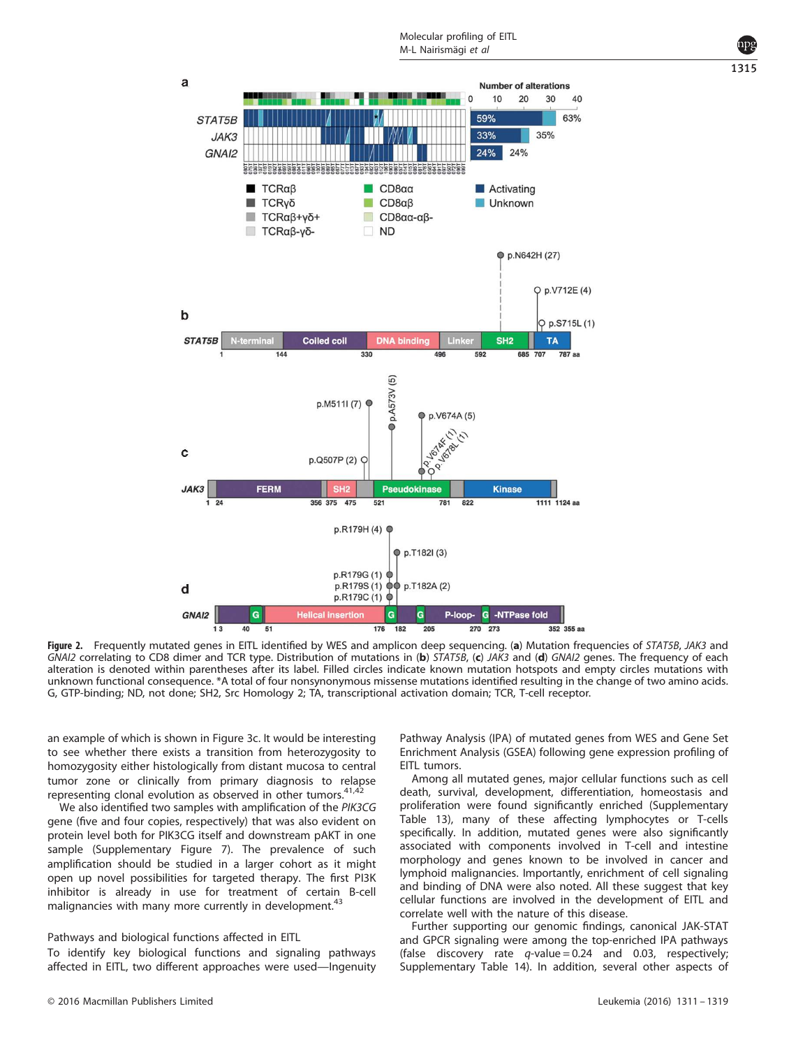**Figure 2.** Frequently mutated genes in EITL identified by WES and amplicon deep sequencing. (**a**) Mutation frequencies of *STAT5B*, *JAK3* and *GNAI2* correlating to CD8 dimer and TCR type. Distribution of mutations in (**b**) *STAT5B*, (**c**) *JAK3* and (**d**) *GNAI2* genes. The frequency of each alteration is denoted within parentheses after its label. Filled circles indicate known mutation hotspots and empty circles mutations with unknown functional consequence. *A total of four nonsynonymous missense mutations identified resulting in the change of two amino acids. G, GTP-binding; ND, not done; SH2, Src Homology 2; TA, transcriptional activation domain; TCR, T-cell receptor.

an example of which is shown in Figure 3c. It would be interesting to see whether there exists a transition from heterozygosity to homozygosity either histologically from distant mucosa to central tumor zone or clinically from primary diagnosis to relapse representing clonal evolution as observed in other tumors.[41,42]

We also identified two samples with amplification of the *PIK3CG* gene (five and four copies, respectively) that was also evident on protein level both for PIK3CG itself and downstream pAKT in one sample (Supplementary Figure 7). The prevalence of such amplification should be studied in a larger cohort as it might open up novel possibilities for targeted therapy. The first PI3K inhibitor is already in use for treatment of certain B-cell malignancies with many more currently in development.[43]

## Pathways and biological functions affected in EITL

To identify key biological functions and signaling pathways affected in EITL, two different approaches were used—Ingenuity Pathway Analysis (IPA) of mutated genes from WES and Gene Set Enrichment Analysis (GSEA) following gene expression profiling of EITL tumors.

Among all mutated genes, major cellular functions such as cell death, survival, development, differentiation, homeostasis and proliferation were found significantly enriched (Supplementary Table 13), many of these affecting lymphocytes or T-cells specifically. In addition, mutated genes were also significantly associated with components involved in T-cell and intestine morphology and genes known to be involved in cancer and lymphoid malignancies. Importantly, enrichment of cell signaling and binding of DNA were also noted. All these suggest that key cellular functions are involved in the development of EITL and correlate well with the nature of this disease.

Further supporting our genomic findings, canonical JAK-STAT and GPCR signaling were among the top-enriched IPA pathways (false discovery rate *q*-value = 0.24 and 0.03, respectively; Supplementary Table 14). In addition, several other aspects of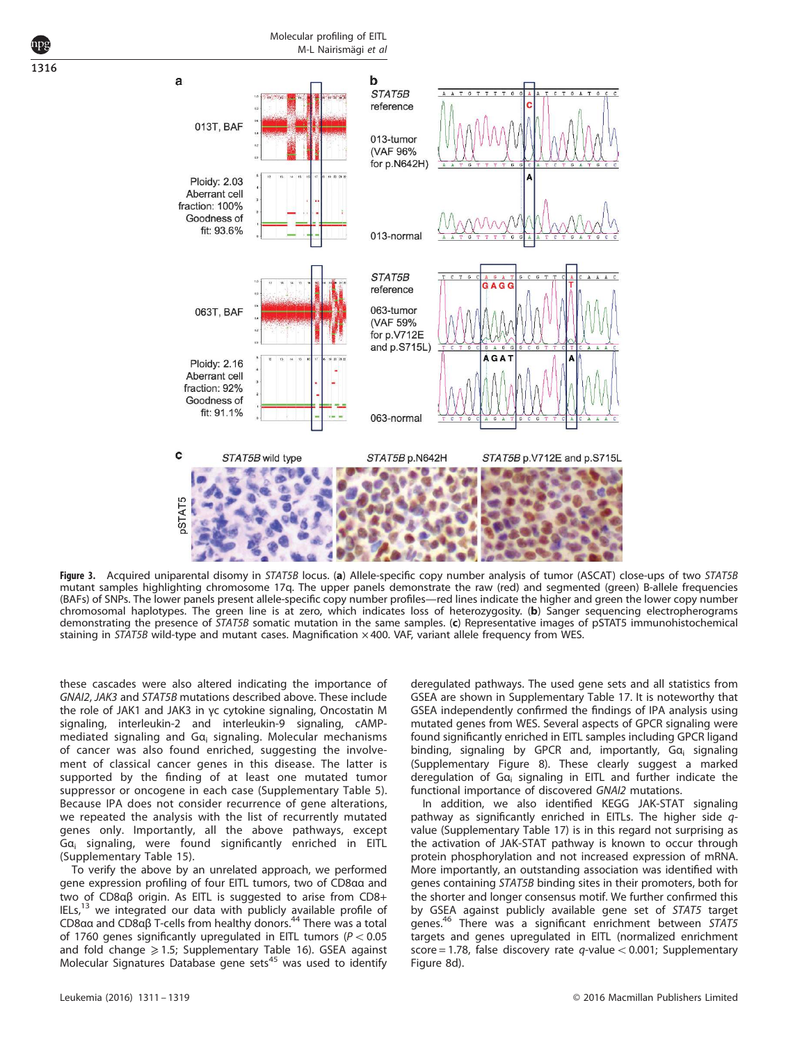Figure 3. Acquired uniparental disomy in *STAT5B* locus. (**a**) Allele-specific copy number analysis of tumor (ASCAT) close-ups of two *STAT5B* mutant samples highlighting chromosome 17q. The upper panels demonstrate the raw (red) and segmented (green) B-allele frequencies (BAFs) of SNPs. The lower panels present allele-specific copy number profiles—red lines indicate the higher and green the lower copy number chromosomal haplotypes. The green line is at zero, which indicates loss of heterozygosity. (**b**) Sanger sequencing electropherograms demonstrating the presence of *STAT5B* somatic mutation in the same samples. (**c**) Representative images of pSTAT5 immunohistochemical staining in *STAT5B* wild-type and mutant cases. Magnification ×400. VAF, variant allele frequency from WES.

these cascades were also altered indicating the importance of *GNAI2*, *JAK3* and *STAT5B* mutations described above. These include the role of JAK1 and JAK3 in γc cytokine signaling, Oncostatin M signaling, interleukin-2 and interleukin-9 signaling, cAMP-mediated signaling and $G\alpha_i$ signaling. Molecular mechanisms of cancer was also found enriched, suggesting the involvement of classical cancer genes in this disease. The latter is supported by the finding of at least one mutated tumor suppressor or oncogene in each case (Supplementary Table 5). Because IPA does not consider recurrence of gene alterations, we repeated the analysis with the list of recurrently mutated genes only. Importantly, all the above pathways, except $G\alpha_i$ signaling, were found significantly enriched in EITL (Supplementary Table 15).

To verify the above by an unrelated approach, we performed gene expression profiling of four EITL tumors, two of CD8αα and two of CD8αβ origin. As EITL is suggested to arise from CD8+ IELs,[13] we integrated our data with publicly available profile of CD8αα and CD8αβ T-cells from healthy donors.[44] There was a total of 1760 genes significantly upregulated in EITL tumors ($P < 0.05$ and fold change $\geqslant 1.5$; Supplementary Table 16). GSEA against Molecular Signatures Database gene sets[45] was used to identify deregulated pathways. The used gene sets and all statistics from GSEA are shown in Supplementary Table 17. It is noteworthy that GSEA independently confirmed the findings of IPA analysis using mutated genes from WES. Several aspects of GPCR signaling were found significantly enriched in EITL samples including GPCR ligand binding, signaling by GPCR and, importantly, $G\alpha_i$ signaling (Supplementary Figure 8). These clearly suggest a marked deregulation of $G\alpha_i$ signaling in EITL and further indicate the functional importance of discovered *GNAI2* mutations.

In addition, we also identified KEGG JAK-STAT signaling pathway as significantly enriched in EITLs. The higher side *q*-value (Supplementary Table 17) is in this regard not surprising as the activation of JAK-STAT pathway is known to occur through protein phosphorylation and not increased expression of mRNA. More importantly, an outstanding association was identified with genes containing *STAT5B* binding sites in their promoters, both for the shorter and longer consensus motif. We further confirmed this by GSEA against publicly available gene set of *STAT5* target genes.[46] There was a significant enrichment between *STAT5* targets and genes upregulated in EITL (normalized enrichment score = 1.78, false discovery rate *q*-value < 0.001; Supplementary Figure 8d).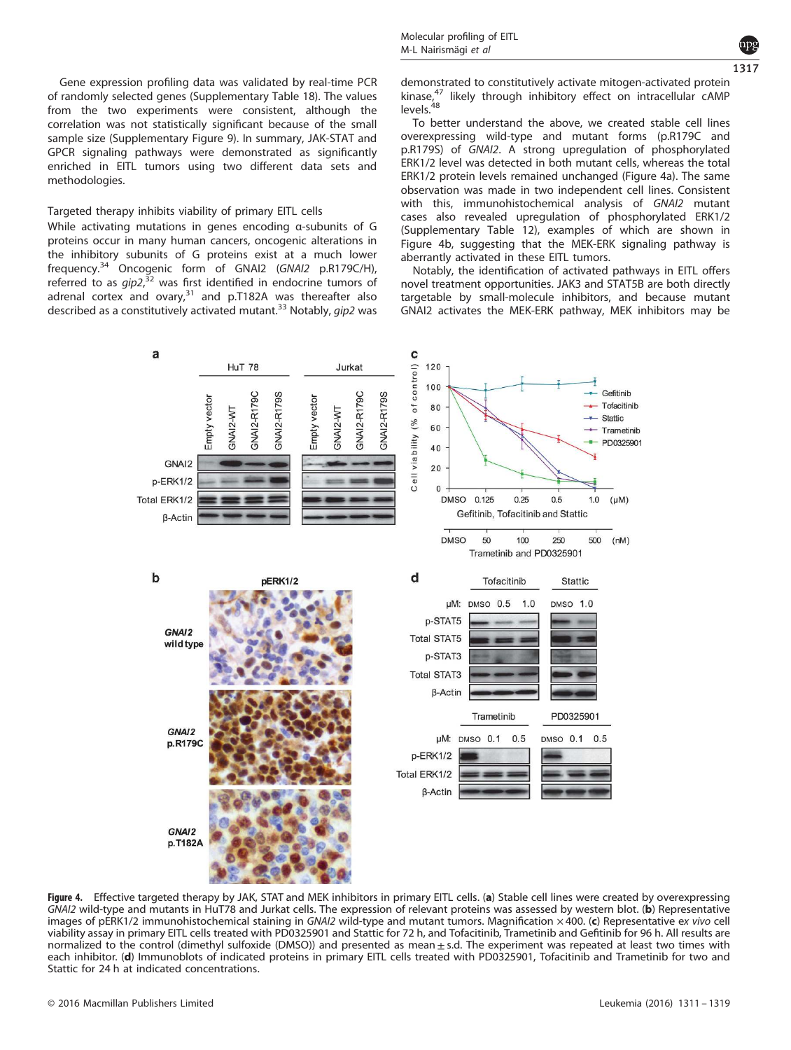Gene expression profiling data was validated by real-time PCR of randomly selected genes (Supplementary Table 18). The values from the two experiments were consistent, although the correlation was not statistically significant because of the small sample size (Supplementary Figure 9). In summary, JAK-STAT and GPCR signaling pathways were demonstrated as significantly enriched in EITL tumors using two different data sets and methodologies.

### Targeted therapy inhibits viability of primary EITL cells

While activating mutations in genes encoding α-subunits of G proteins occur in many human cancers, oncogenic alterations in the inhibitory subunits of G proteins exist at a much lower frequency.[34] Oncogenic form of GNAI2 (*GNAI2* p.R179C/H), referred to as *gip2*,[32] was first identified in endocrine tumors of adrenal cortex and ovary,[31] and p.T182A was thereafter also described as a constitutively activated mutant.[33] Notably, *gip2* was demonstrated to constitutively activate mitogen-activated protein kinase,[47] likely through inhibitory effect on intracellular cAMP levels.[48]

To better understand the above, we created stable cell lines overexpressing wild-type and mutant forms (p.R179C and p.R179S) of *GNAI2*. A strong upregulation of phosphorylated ERK1/2 level was detected in both mutant cells, whereas the total ERK1/2 protein levels remained unchanged (Figure 4a). The same observation was made in two independent cell lines. Consistent with this, immunohistochemical analysis of *GNAI2* mutant cases also revealed upregulation of phosphorylated ERK1/2 (Supplementary Table 12), examples of which are shown in Figure 4b, suggesting that the MEK-ERK signaling pathway is aberrantly activated in these EITL tumors.

Notably, the identification of activated pathways in EITL offers novel treatment opportunities. JAK3 and STAT5B are both directly targetable by small-molecule inhibitors, and because mutant GNAI2 activates the MEK-ERK pathway, MEK inhibitors may be

**Figure 4.** Effective targeted therapy by JAK, STAT and MEK inhibitors in primary EITL cells. (**a**) Stable cell lines were created by overexpressing *GNAI2* wild-type and mutants in HuT78 and Jurkat cells. The expression of relevant proteins was assessed by western blot. (**b**) Representative images of pERK1/2 immunohistochemical staining in *GNAI2* wild-type and mutant tumors. Magnification ×400. (**c**) Representative *ex vivo* cell viability assay in primary EITL cells treated with PD0325901 and Stattic for 72 h, and Tofacitinib, Trametinib and Gefitinib for 96 h. All results are normalized to the control (dimethyl sulfoxide (DMSO)) and presented as mean ± s.d. The experiment was repeated at least two times with each inhibitor. (**d**) Immunoblots of indicated proteins in primary EITL cells treated with PD0325901, Tofacitinib and Trametinib for two and Stattic for 24 h at indicated concentrations.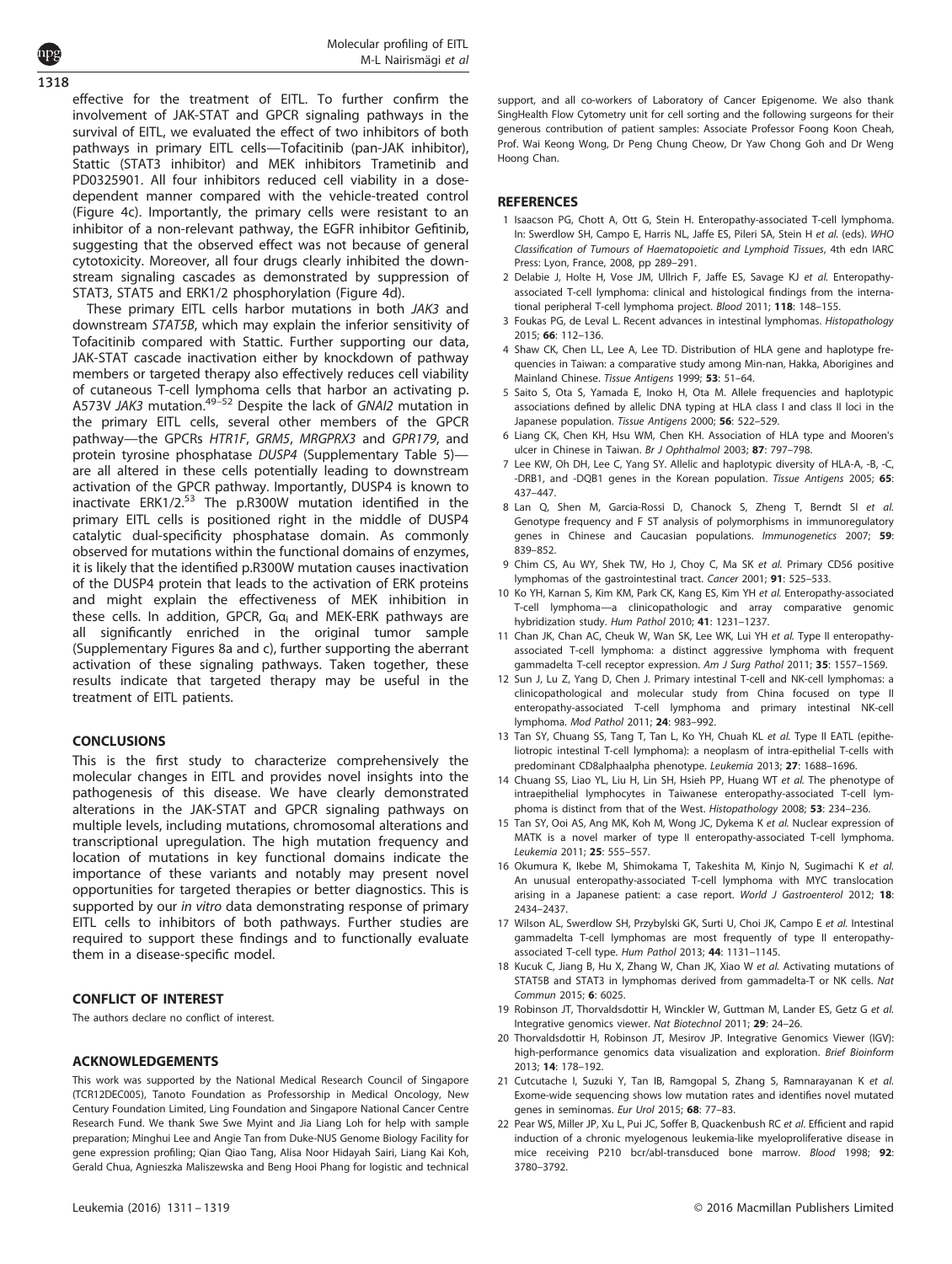effective for the treatment of EITL. To further confirm the involvement of JAK-STAT and GPCR signaling pathways in the survival of EITL, we evaluated the effect of two inhibitors of both pathways in primary EITL cells—Tofacitinib (pan-JAK inhibitor), Stattic (STAT3 inhibitor) and MEK inhibitors Trametinib and PD0325901. All four inhibitors reduced cell viability in a dose-dependent manner compared with the vehicle-treated control (Figure 4c). Importantly, the primary cells were resistant to an inhibitor of a non-relevant pathway, the EGFR inhibitor Gefitinib, suggesting that the observed effect was not because of general cytotoxicity. Moreover, all four drugs clearly inhibited the downstream signaling cascades as demonstrated by suppression of STAT3, STAT5 and ERK1/2 phosphorylation (Figure 4d).

These primary EITL cells harbor mutations in both *JAK3* and downstream *STAT5B*, which may explain the inferior sensitivity of Tofacitinib compared with Stattic. Further supporting our data, JAK-STAT cascade inactivation either by knockdown of pathway members or targeted therapy also effectively reduces cell viability of cutaneous T-cell lymphoma cells that harbor an activating p. A573V *JAK3* mutation.[49–52] Despite the lack of *GNAI2* mutation in the primary EITL cells, several other members of the GPCR pathway—the GPCRs *HTR1F*, *GRM5*, *MRGPRX3* and *GPR179*, and protein tyrosine phosphatase *DUSP4* (Supplementary Table 5)—are all altered in these cells potentially leading to downstream activation of the GPCR pathway. Importantly, DUSP4 is known to inactivate ERK1/2.[53] The p.R300W mutation identified in the primary EITL cells is positioned right in the middle of DUSP4 catalytic dual-specificity phosphatase domain. As commonly observed for mutations within the functional domains of enzymes, it is likely that the identified p.R300W mutation causes inactivation of the DUSP4 protein that leads to the activation of ERK proteins and might explain the effectiveness of MEK inhibition in these cells. In addition, GPCR, $G\alpha_i$ and MEK-ERK pathways are all significantly enriched in the original tumor sample (Supplementary Figures 8a and c), further supporting the aberrant activation of these signaling pathways. Taken together, these results indicate that targeted therapy may be useful in the treatment of EITL patients.

## CONCLUSIONS

This is the first study to characterize comprehensively the molecular changes in EITL and provides novel insights into the pathogenesis of this disease. We have clearly demonstrated alterations in the JAK-STAT and GPCR signaling pathways on multiple levels, including mutations, chromosomal alterations and transcriptional upregulation. The high mutation frequency and location of mutations in key functional domains indicate the importance of these variants and notably may present novel opportunities for targeted therapies or better diagnostics. This is supported by our *in vitro* data demonstrating response of primary EITL cells to inhibitors of both pathways. Further studies are required to support these findings and to functionally evaluate them in a disease-specific model.

## CONFLICT OF INTEREST

The authors declare no conflict of interest.

## ACKNOWLEDGEMENTS

This work was supported by the National Medical Research Council of Singapore (TCR12DEC005), Tanoto Foundation as Professorship in Medical Oncology, New Century Foundation Limited, Ling Foundation and Singapore National Cancer Centre Research Fund. We thank Swe Swe Myint and Jia Liang Loh for help with sample preparation; Minghui Lee and Angie Tan from Duke-NUS Genome Biology Facility for gene expression profiling; Qian Qiao Tang, Alisa Noor Hidayah Sairi, Liang Kai Koh, Gerald Chua, Agnieszka Maliszewska and Beng Hooi Phang for logistic and technical support, and all co-workers of Laboratory of Cancer Epigenome. We also thank SingHealth Flow Cytometry unit for cell sorting and the following surgeons for their generous contribution of patient samples: Associate Professor Foong Koon Cheah, Prof. Wai Keong Wong, Dr Peng Chung Cheow, Dr Yaw Chong Goh and Dr Weng Hoong Chan.

## REFERENCES

1. Isaacson PG, Chott A, Ott G, Stein H. Enteropathy-associated T-cell lymphoma. In: Swerdlow SH, Campo E, Harris NL, Jaffe ES, Pileri SA, Stein H *et al.* (eds). *WHO Classification of Tumours of Haematopoietic and Lymphoid Tissues*, 4th edn IARC Press: Lyon, France, 2008, pp 289–291.
2. Delabie J, Holte H, Vose JM, Ullrich F, Jaffe ES, Savage KJ *et al.* Enteropathy-associated T-cell lymphoma: clinical and histological findings from the international peripheral T-cell lymphoma project. *Blood* 2011; **118**: 148–155.
3. Foukas PG, de Leval L. Recent advances in intestinal lymphomas. *Histopathology* 2015; **66**: 112–136.
4. Shaw CK, Chen LL, Lee A, Lee TD. Distribution of HLA gene and haplotype frequencies in Taiwan: a comparative study among Min-nan, Hakka, Aborigines and Mainland Chinese. *Tissue Antigens* 1999; **53**: 51–64.
5. Saito S, Ota S, Yamada E, Inoko H, Ota M. Allele frequencies and haplotypic associations defined by allelic DNA typing at HLA class I and class II loci in the Japanese population. *Tissue Antigens* 2000; **56**: 522–529.
6. Liang CK, Chen KH, Hsu WM, Chen KH. Association of HLA type and Mooren's ulcer in Chinese in Taiwan. *Br J Ophthalmol* 2003; **87**: 797–798.
7. Lee KW, Oh DH, Lee C, Yang SY. Allelic and haplotypic diversity of HLA-A, -B, -C, -DRB1, and -DQB1 genes in the Korean population. *Tissue Antigens* 2005; **65**: 437–447.
8. Lan Q, Shen M, Garcia-Rossi D, Chanock S, Zheng T, Berndt SI *et al.* Genotype frequency and F ST analysis of polymorphisms in immunoregulatory genes in Chinese and Caucasian populations. *Immunogenetics* 2007; **59**: 839–852.
9. Chim CS, Au WY, Shek TW, Ho J, Choy C, Ma SK *et al.* Primary CD56 positive lymphomas of the gastrointestinal tract. *Cancer* 2001; **91**: 525–533.
10. Ko YH, Karnan S, Kim KM, Park CK, Kang ES, Kim YH *et al.* Enteropathy-associated T-cell lymphoma—a clinicopathologic and array comparative genomic hybridization study. *Hum Pathol* 2010; **41**: 1231–1237.
11. Chan JK, Chan AC, Cheuk W, Wan SK, Lee WK, Lui YH *et al.* Type II enteropathy-associated T-cell lymphoma: a distinct aggressive lymphoma with frequent gammadelta T-cell receptor expression. *Am J Surg Pathol* 2011; **35**: 1557–1569.
12. Sun J, Lu Z, Yang D, Chen J. Primary intestinal T-cell and NK-cell lymphomas: a clinicopathological and molecular study from China focused on type II enteropathy-associated T-cell lymphoma and primary intestinal NK-cell lymphoma. *Mod Pathol* 2011; **24**: 983–992.
13. Tan SY, Chuang SS, Tang T, Tan L, Ko YH, Chuah KL *et al.* Type II EATL (epitheliotropic intestinal T-cell lymphoma): a neoplasm of intra-epithelial T-cells with predominant CD8alphaalpha phenotype. *Leukemia* 2013; **27**: 1688–1696.
14. Chuang SS, Liao YL, Liu H, Lin SH, Hsieh PP, Huang WT *et al.* The phenotype of intraepithelial lymphocytes in Taiwanese enteropathy-associated T-cell lymphoma is distinct from that of the West. *Histopathology* 2008; **53**: 234–236.
15. Tan SY, Ooi AS, Ang MK, Koh M, Wong JC, Dykema K *et al.* Nuclear expression of MATK is a novel marker of type II enteropathy-associated T-cell lymphoma. *Leukemia* 2011; **25**: 555–557.
16. Okumura K, Ikebe M, Shimokama T, Takeshita M, Kinjo N, Sugimachi K *et al.* An unusual enteropathy-associated T-cell lymphoma with MYC translocation arising in a Japanese patient: a case report. *World J Gastroenterol* 2012; **18**: 2434–2437.
17. Wilson AL, Swerdlow SH, Przybylski GK, Surti U, Choi JK, Campo E *et al.* Intestinal gammadelta T-cell lymphomas are most frequently of type II enteropathy-associated T-cell type. *Hum Pathol* 2013; **44**: 1131–1145.
18. Kucuk C, Jiang B, Hu X, Zhang W, Chan JK, Xiao W *et al.* Activating mutations of STAT5B and STAT3 in lymphomas derived from gammadelta-T or NK cells. *Nat Commun* 2015; **6**: 6025.
19. Robinson JT, Thorvaldsdottir H, Winckler W, Guttman M, Lander ES, Getz G *et al.* Integrative genomics viewer. *Nat Biotechnol* 2011; **29**: 24–26.
20. Thorvaldsdottir H, Robinson JT, Mesirov JP. Integrative Genomics Viewer (IGV): high-performance genomics data visualization and exploration. *Brief Bioinform* 2013; **14**: 178–192.
21. Cutcutache I, Suzuki Y, Tan IB, Ramgopal S, Zhang S, Ramnarayanan K *et al.* Exome-wide sequencing shows low mutation rates and identifies novel mutated genes in seminomas. *Eur Urol* 2015; **68**: 77–83.
22. Pear WS, Miller JP, Xu L, Pui JC, Soffer B, Quackenbush RC *et al.* Efficient and rapid induction of a chronic myelogenous leukemia-like myeloproliferative disease in mice receiving P210 bcr/abl-transduced bone marrow. *Blood* 1998; **92**: 3780–3792.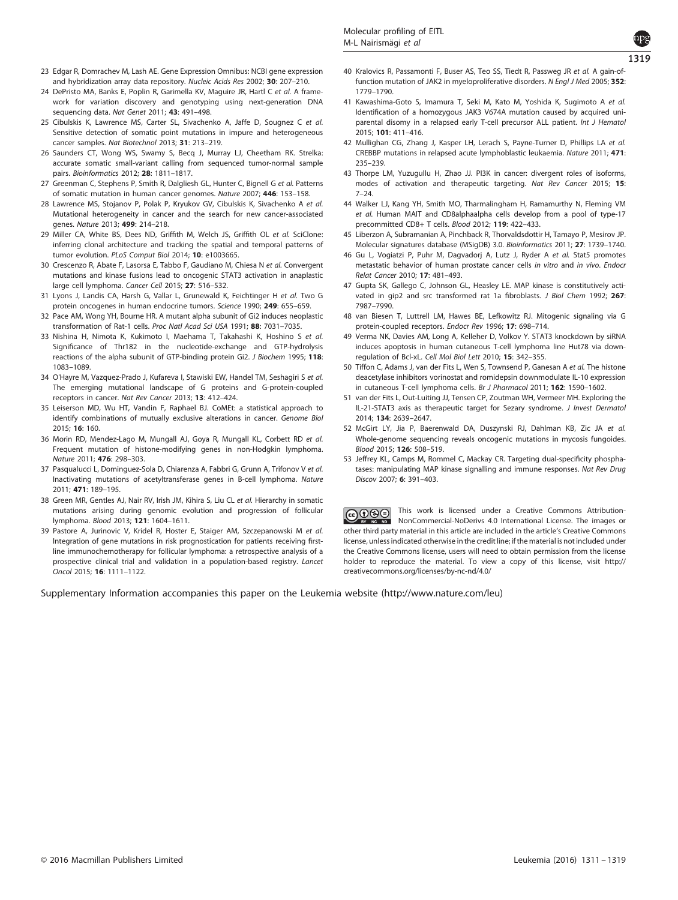23 Edgar R, Domrachev M, Lash AE. Gene Expression Omnibus: NCBI gene expression and hybridization array data repository. *Nucleic Acids Res* 2002; **30**: 207–210.

24 DePristo MA, Banks E, Poplin R, Garimella KV, Maguire JR, Hartl C *et al.* A framework for variation discovery and genotyping using next-generation DNA sequencing data. *Nat Genet* 2011; **43**: 491–498.

25 Cibulskis K, Lawrence MS, Carter SL, Sivachenko A, Jaffe D, Sougnez C *et al.* Sensitive detection of somatic point mutations in impure and heterogeneous cancer samples. *Nat Biotechnol* 2013; **31**: 213–219.

26 Saunders CT, Wong WS, Swamy S, Becq J, Murray LJ, Cheetham RK. Strelka: accurate somatic small-variant calling from sequenced tumor-normal sample pairs. *Bioinformatics* 2012; **28**: 1811–1817.

27 Greenman C, Stephens P, Smith R, Dalgliesh GL, Hunter C, Bignell G *et al.* Patterns of somatic mutation in human cancer genomes. *Nature* 2007; **446**: 153–158.

28 Lawrence MS, Stojanov P, Polak P, Kryukov GV, Cibulskis K, Sivachenko A *et al.* Mutational heterogeneity in cancer and the search for new cancer-associated genes. *Nature* 2013; **499**: 214–218.

29 Miller CA, White BS, Dees ND, Griffith M, Welch JS, Griffith OL *et al.* SciClone: inferring clonal architecture and tracking the spatial and temporal patterns of tumor evolution. *PLoS Comput Biol* 2014; **10**: e1003665.

30 Crescenzo R, Abate F, Lasorsa E, Tabbo F, Gaudiano M, Chiesa N *et al.* Convergent mutations and kinase fusions lead to oncogenic STAT3 activation in anaplastic large cell lymphoma. *Cancer Cell* 2015; **27**: 516–532.

31 Lyons J, Landis CA, Harsh G, Vallar L, Grunewald K, Feichtinger H *et al.* Two G protein oncogenes in human endocrine tumors. *Science* 1990; **249**: 655–659.

32 Pace AM, Wong YH, Bourne HR. A mutant alpha subunit of Gi2 induces neoplastic transformation of Rat-1 cells. *Proc Natl Acad Sci USA* 1991; **88**: 7031–7035.

33 Nishina H, Nimota K, Kukimoto I, Maehama T, Takahashi K, Hoshino S *et al.* Significance of Thr182 in the nucleotide-exchange and GTP-hydrolysis reactions of the alpha subunit of GTP-binding protein Gi2. *J Biochem* 1995; **118**: 1083–1089.

34 O'Hayre M, Vazquez-Prado J, Kufareva I, Stawiski EW, Handel TM, Seshagiri S *et al.* The emerging mutational landscape of G proteins and G-protein-coupled receptors in cancer. *Nat Rev Cancer* 2013; **13**: 412–424.

35 Leiserson MD, Wu HT, Vandin F, Raphael BJ. CoMEt: a statistical approach to identify combinations of mutually exclusive alterations in cancer. *Genome Biol* 2015; **16**: 160.

36 Morin RD, Mendez-Lago M, Mungall AJ, Goya R, Mungall KL, Corbett RD *et al.* Frequent mutation of histone-modifying genes in non-Hodgkin lymphoma. *Nature* 2011; **476**: 298–303.

37 Pasqualucci L, Dominguez-Sola D, Chiarenza A, Fabbri G, Grunn A, Trifonov V *et al.* Inactivating mutations of acetyltransferase genes in B-cell lymphoma. *Nature* 2011; **471**: 189–195.

38 Green MR, Gentles AJ, Nair RV, Irish JM, Kihira S, Liu CL *et al.* Hierarchy in somatic mutations arising during genomic evolution and progression of follicular lymphoma. *Blood* 2013; **121**: 1604–1611.

39 Pastore A, Jurinovic V, Kridel R, Hoster E, Staiger AM, Szczepanowski M *et al.* Integration of gene mutations in risk prognostication for patients receiving first-line immunochemotherapy for follicular lymphoma: a retrospective analysis of a prospective clinical trial and validation in a population-based registry. *Lancet Oncol* 2015; **16**: 1111–1122.

40 Kralovics R, Passamonti F, Buser AS, Teo SS, Tiedt R, Passweg JR *et al.* A gain-of-function mutation of JAK2 in myeloproliferative disorders. *N Engl J Med* 2005; **352**: 1779–1790.

41 Kawashima-Goto S, Imamura T, Seki M, Kato M, Yoshida K, Sugimoto A *et al.* Identification of a homozygous JAK3 V674A mutation caused by acquired uniparental disomy in a relapsed early T-cell precursor ALL patient. *Int J Hematol* 2015; **101**: 411–416.

42 Mullighan CG, Zhang J, Kasper LH, Lerach S, Payne-Turner D, Phillips LA *et al.* CREBBP mutations in relapsed acute lymphoblastic leukaemia. *Nature* 2011; **471**: 235–239.

43 Thorpe LM, Yuzugullu H, Zhao JJ. PI3K in cancer: divergent roles of isoforms, modes of activation and therapeutic targeting. *Nat Rev Cancer* 2015; **15**: 7–24.

44 Walker LJ, Kang YH, Smith MO, Tharmalingham H, Ramamurthy N, Fleming VM *et al.* Human MAIT and CD8alphaalpha cells develop from a pool of type-17 precommitted CD8+ T cells. *Blood* 2012; **119**: 422–433.

45 Liberzon A, Subramanian A, Pinchback R, Thorvaldsdottir H, Tamayo P, Mesirov JP. Molecular signatures database (MSigDB) 3.0. *Bioinformatics* 2011; **27**: 1739–1740.

46 Gu L, Vogiatzi P, Puhr M, Dagvadorj A, Lutz J, Ryder A *et al.* Stat5 promotes metastatic behavior of human prostate cancer cells *in vitro* and *in vivo*. *Endocr Relat Cancer* 2010; **17**: 481–493.

47 Gupta SK, Gallego C, Johnson GL, Heasley LE. MAP kinase is constitutively activated in gip2 and src transformed rat 1a fibroblasts. *J Biol Chem* 1992; **267**: 7987–7990.

48 van Biesen T, Luttrell LM, Hawes BE, Lefkowitz RJ. Mitogenic signaling via G protein-coupled receptors. *Endocr Rev* 1996; **17**: 698–714.

49 Verma NK, Davies AM, Long A, Kelleher D, Volkov Y. STAT3 knockdown by siRNA induces apoptosis in human cutaneous T-cell lymphoma line Hut78 via downregulation of Bcl-xL. *Cell Mol Biol Lett* 2010; **15**: 342–355.

50 Tiffon C, Adams J, van der Fits L, Wen S, Townsend P, Ganesan A *et al.* The histone deacetylase inhibitors vorinostat and romidepsin downmodulate IL-10 expression in cutaneous T-cell lymphoma cells. *Br J Pharmacol* 2011; **162**: 1590–1602.

51 van der Fits L, Out-Luiting JJ, Tensen CP, Zoutman WH, Vermeer MH. Exploring the IL-21-STAT3 axis as therapeutic target for Sezary syndrome. *J Invest Dermatol* 2014; **134**: 2639–2647.

52 McGirt LY, Jia P, Baerenwald DA, Duszynski RJ, Dahlman KB, Zic JA *et al.* Whole-genome sequencing reveals oncogenic mutations in mycosis fungoides. *Blood* 2015; **126**: 508–519.

53 Jeffrey KL, Camps M, Rommel C, Mackay CR. Targeting dual-specificity phosphatases: manipulating MAP kinase signalling and immune responses. *Nat Rev Drug Discov* 2007; **6**: 391–403.

This work is licensed under a Creative Commons Attribution-NonCommercial-NoDerivs 4.0 International License. The images or other third party material in this article are included in the article's Creative Commons license, unless indicated otherwise in the credit line; if the material is not included under the Creative Commons license, users will need to obtain permission from the license holder to reproduce the material. To view a copy of this license, visit http://creativecommons.org/licenses/by-nc-nd/4.0/

Supplementary Information accompanies this paper on the Leukemia website (http://www.nature.com/leu)